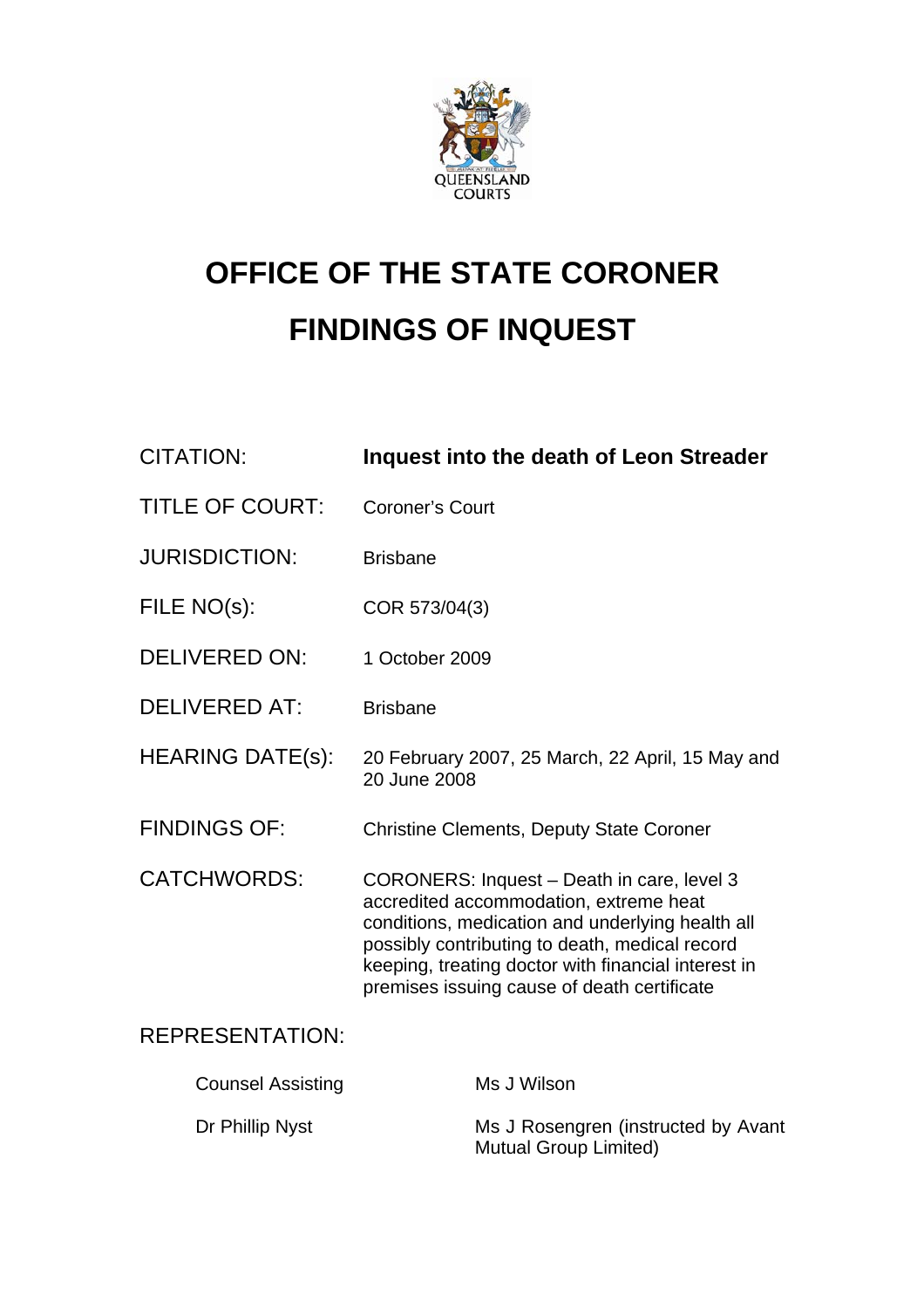# OFFICE OF THE STATE CORONER

# FINDINGS OF INQUEST

| | |
|---|---|
| CITATION: | **Inquest into the death of Leon Streader** |
| TITLE OF COURT: | Coroner's Court |
| JURISDICTION: | Brisbane |
| FILE NO(s): | COR 573/04(3) |
| DELIVERED ON: | 1 October 2009 |
| DELIVERED AT: | Brisbane |
| HEARING DATE(s): | 20 February 2007, 25 March, 22 April, 15 May and 20 June 2008 |
| FINDINGS OF: | Christine Clements, Deputy State Coroner |
| CATCHWORDS: | CORONERS: Inquest – Death in care, level 3 accredited accommodation, extreme heat conditions, medication and underlying health all possibly contributing to death, medical record keeping, treating doctor with financial interest in premises issuing cause of death certificate |

REPRESENTATION:

| | |
|---|---|
| Counsel Assisting | Ms J Wilson |
| Dr Phillip Nyst | Ms J Rosengren (instructed by Avant Mutual Group Limited) |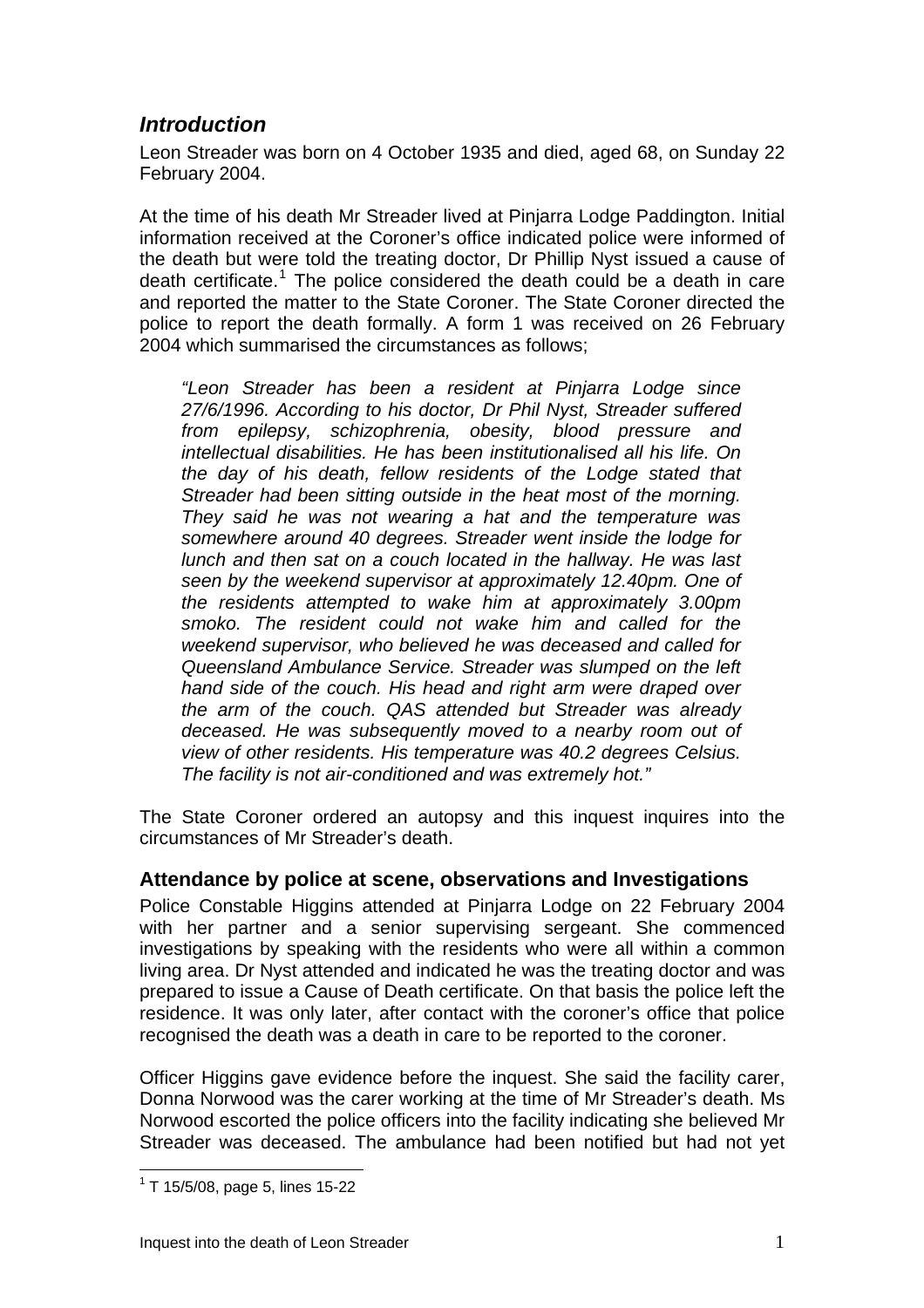## *Introduction*

Leon Streader was born on 4 October 1935 and died, aged 68, on Sunday 22 February 2004.

At the time of his death Mr Streader lived at Pinjarra Lodge Paddington. Initial information received at the Coroner's office indicated police were informed of the death but were told the treating doctor, Dr Phillip Nyst issued a cause of death certificate.[1] The police considered the death could be a death in care and reported the matter to the State Coroner. The State Coroner directed the police to report the death formally. A form 1 was received on 26 February 2004 which summarised the circumstances as follows;

> *"Leon Streader has been a resident at Pinjarra Lodge since 27/6/1996. According to his doctor, Dr Phil Nyst, Streader suffered from epilepsy, schizophrenia, obesity, blood pressure and intellectual disabilities. He has been institutionalised all his life. On the day of his death, fellow residents of the Lodge stated that Streader had been sitting outside in the heat most of the morning. They said he was not wearing a hat and the temperature was somewhere around 40 degrees. Streader went inside the lodge for lunch and then sat on a couch located in the hallway. He was last seen by the weekend supervisor at approximately 12.40pm. One of the residents attempted to wake him at approximately 3.00pm smoko. The resident could not wake him and called for the weekend supervisor, who believed he was deceased and called for Queensland Ambulance Service. Streader was slumped on the left hand side of the couch. His head and right arm were draped over the arm of the couch. QAS attended but Streader was already deceased. He was subsequently moved to a nearby room out of view of other residents. His temperature was 40.2 degrees Celsius. The facility is not air-conditioned and was extremely hot."*

The State Coroner ordered an autopsy and this inquest inquires into the circumstances of Mr Streader's death.

### Attendance by police at scene, observations and Investigations

Police Constable Higgins attended at Pinjarra Lodge on 22 February 2004 with her partner and a senior supervising sergeant. She commenced investigations by speaking with the residents who were all within a common living area. Dr Nyst attended and indicated he was the treating doctor and was prepared to issue a Cause of Death certificate. On that basis the police left the residence. It was only later, after contact with the coroner's office that police recognised the death was a death in care to be reported to the coroner.

Officer Higgins gave evidence before the inquest. She said the facility carer, Donna Norwood was the carer working at the time of Mr Streader's death. Ms Norwood escorted the police officers into the facility indicating she believed Mr Streader was deceased. The ambulance had been notified but had not yet

[1] T 15/5/08, page 5, lines 15-22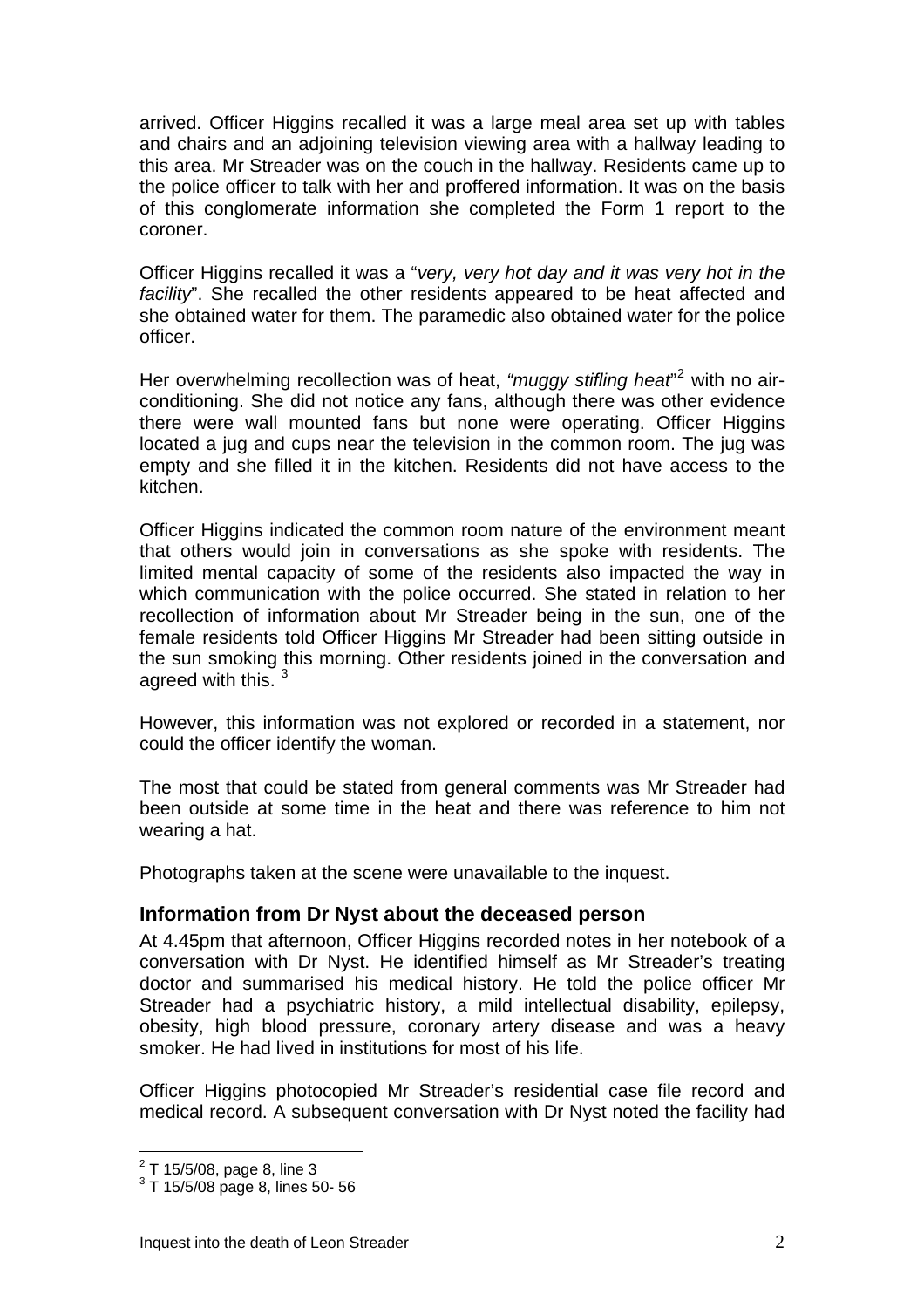arrived. Officer Higgins recalled it was a large meal area set up with tables and chairs and an adjoining television viewing area with a hallway leading to this area. Mr Streader was on the couch in the hallway. Residents came up to the police officer to talk with her and proffered information. It was on the basis of this conglomerate information she completed the Form 1 report to the coroner.

Officer Higgins recalled it was a "*very, very hot day and it was very hot in the facility*". She recalled the other residents appeared to be heat affected and she obtained water for them. The paramedic also obtained water for the police officer.

Her overwhelming recollection was of heat, *"muggy stifling heat*"[2] with no air-conditioning. She did not notice any fans, although there was other evidence there were wall mounted fans but none were operating. Officer Higgins located a jug and cups near the television in the common room. The jug was empty and she filled it in the kitchen. Residents did not have access to the kitchen.

Officer Higgins indicated the common room nature of the environment meant that others would join in conversations as she spoke with residents. The limited mental capacity of some of the residents also impacted the way in which communication with the police occurred. She stated in relation to her recollection of information about Mr Streader being in the sun, one of the female residents told Officer Higgins Mr Streader had been sitting outside in the sun smoking this morning. Other residents joined in the conversation and agreed with this. [3]

However, this information was not explored or recorded in a statement, nor could the officer identify the woman.

The most that could be stated from general comments was Mr Streader had been outside at some time in the heat and there was reference to him not wearing a hat.

Photographs taken at the scene were unavailable to the inquest.

## Information from Dr Nyst about the deceased person

At 4.45pm that afternoon, Officer Higgins recorded notes in her notebook of a conversation with Dr Nyst. He identified himself as Mr Streader's treating doctor and summarised his medical history. He told the police officer Mr Streader had a psychiatric history, a mild intellectual disability, epilepsy, obesity, high blood pressure, coronary artery disease and was a heavy smoker. He had lived in institutions for most of his life.

Officer Higgins photocopied Mr Streader's residential case file record and medical record. A subsequent conversation with Dr Nyst noted the facility had

---

[2] T 15/5/08, page 8, line 3

[3] T 15/5/08 page 8, lines 50- 56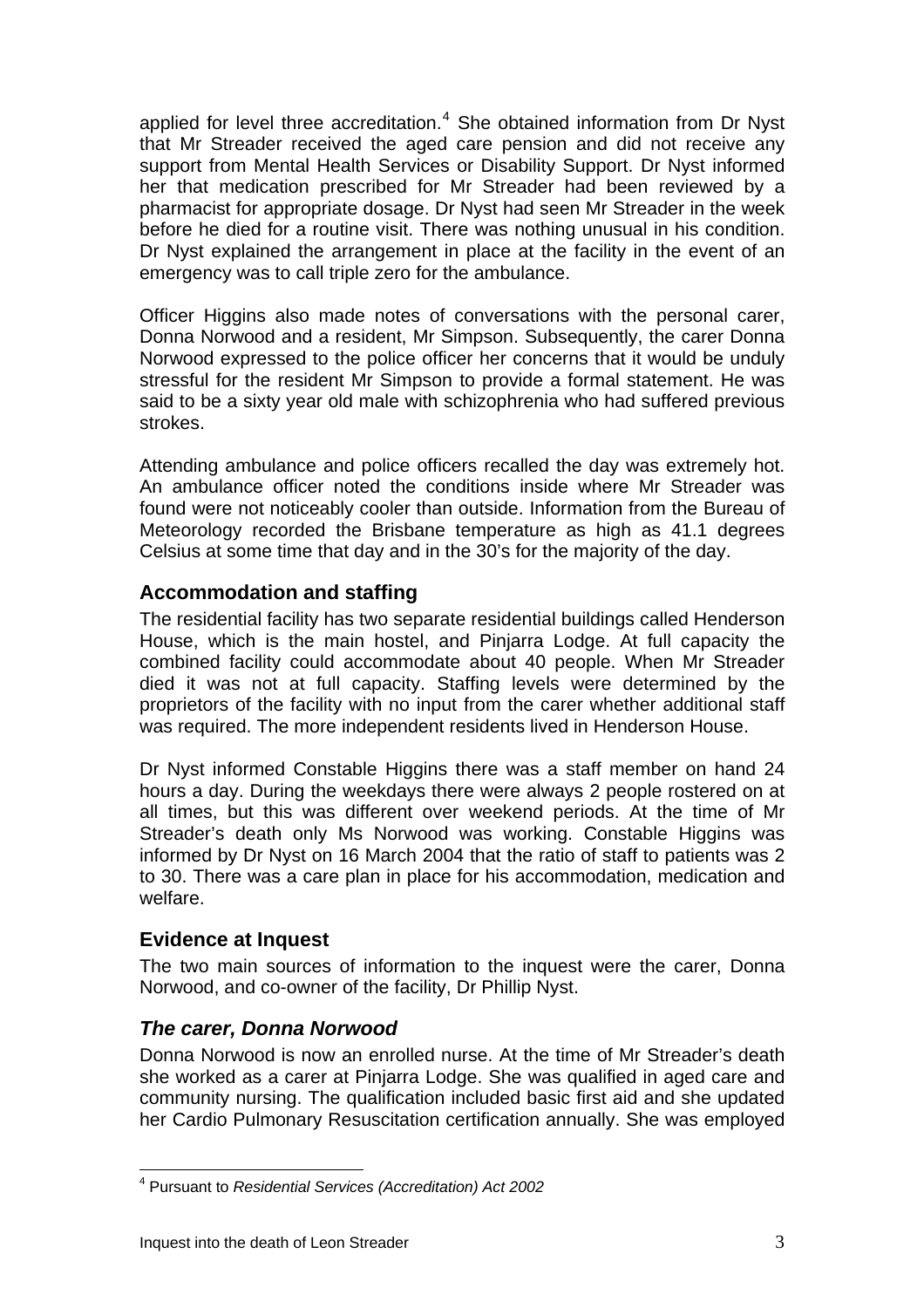applied for level three accreditation.[4] She obtained information from Dr Nyst that Mr Streader received the aged care pension and did not receive any support from Mental Health Services or Disability Support. Dr Nyst informed her that medication prescribed for Mr Streader had been reviewed by a pharmacist for appropriate dosage. Dr Nyst had seen Mr Streader in the week before he died for a routine visit. There was nothing unusual in his condition. Dr Nyst explained the arrangement in place at the facility in the event of an emergency was to call triple zero for the ambulance.

Officer Higgins also made notes of conversations with the personal carer, Donna Norwood and a resident, Mr Simpson. Subsequently, the carer Donna Norwood expressed to the police officer her concerns that it would be unduly stressful for the resident Mr Simpson to provide a formal statement. He was said to be a sixty year old male with schizophrenia who had suffered previous strokes.

Attending ambulance and police officers recalled the day was extremely hot. An ambulance officer noted the conditions inside where Mr Streader was found were not noticeably cooler than outside. Information from the Bureau of Meteorology recorded the Brisbane temperature as high as 41.1 degrees Celsius at some time that day and in the 30's for the majority of the day.

## Accommodation and staffing

The residential facility has two separate residential buildings called Henderson House, which is the main hostel, and Pinjarra Lodge. At full capacity the combined facility could accommodate about 40 people. When Mr Streader died it was not at full capacity. Staffing levels were determined by the proprietors of the facility with no input from the carer whether additional staff was required. The more independent residents lived in Henderson House.

Dr Nyst informed Constable Higgins there was a staff member on hand 24 hours a day. During the weekdays there were always 2 people rostered on at all times, but this was different over weekend periods. At the time of Mr Streader's death only Ms Norwood was working. Constable Higgins was informed by Dr Nyst on 16 March 2004 that the ratio of staff to patients was 2 to 30. There was a care plan in place for his accommodation, medication and welfare.

## Evidence at Inquest

The two main sources of information to the inquest were the carer, Donna Norwood, and co-owner of the facility, Dr Phillip Nyst.

### *The carer, Donna Norwood*

Donna Norwood is now an enrolled nurse. At the time of Mr Streader's death she worked as a carer at Pinjarra Lodge. She was qualified in aged care and community nursing. The qualification included basic first aid and she updated her Cardio Pulmonary Resuscitation certification annually. She was employed

---

[4] Pursuant to *Residential Services (Accreditation) Act 2002*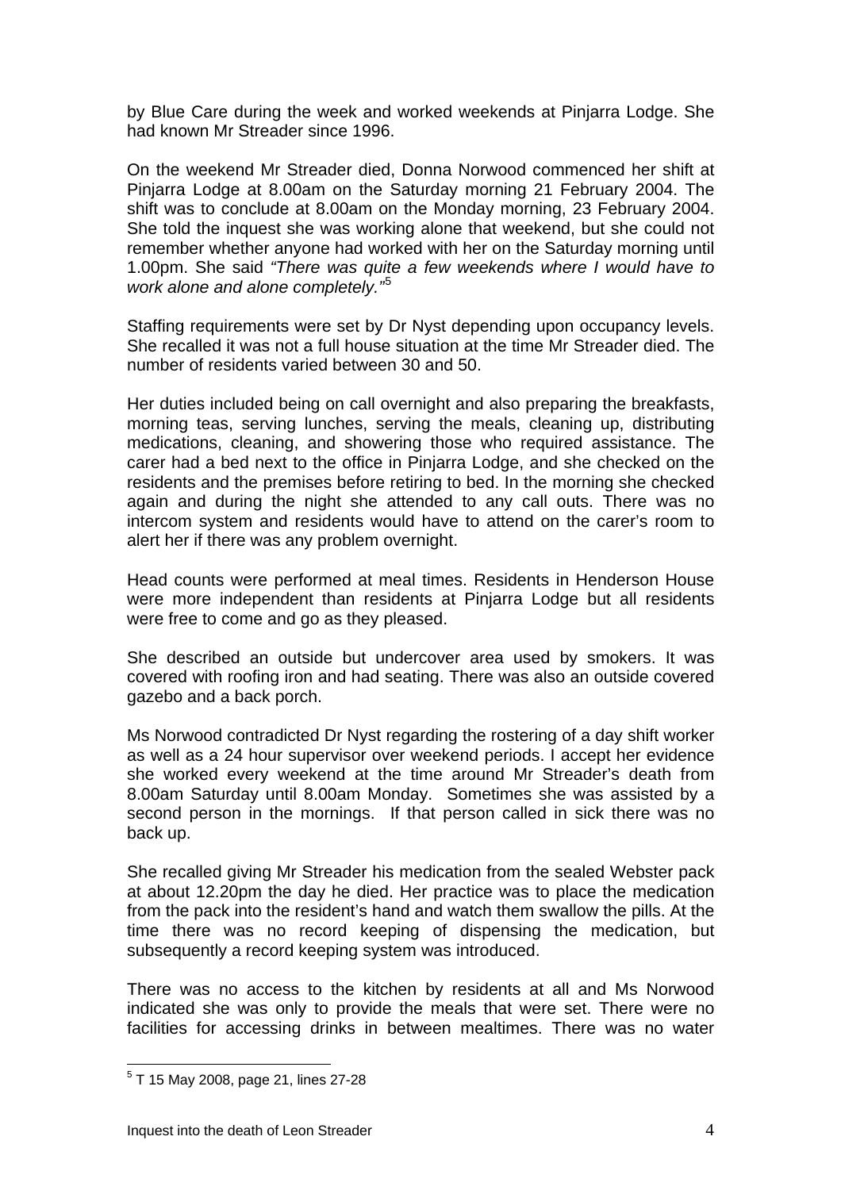by Blue Care during the week and worked weekends at Pinjarra Lodge. She had known Mr Streader since 1996.

On the weekend Mr Streader died, Donna Norwood commenced her shift at Pinjarra Lodge at 8.00am on the Saturday morning 21 February 2004. The shift was to conclude at 8.00am on the Monday morning, 23 February 2004. She told the inquest she was working alone that weekend, but she could not remember whether anyone had worked with her on the Saturday morning until 1.00pm. She said *"There was quite a few weekends where I would have to work alone and alone completely."*[5]

Staffing requirements were set by Dr Nyst depending upon occupancy levels. She recalled it was not a full house situation at the time Mr Streader died. The number of residents varied between 30 and 50.

Her duties included being on call overnight and also preparing the breakfasts, morning teas, serving lunches, serving the meals, cleaning up, distributing medications, cleaning, and showering those who required assistance. The carer had a bed next to the office in Pinjarra Lodge, and she checked on the residents and the premises before retiring to bed. In the morning she checked again and during the night she attended to any call outs. There was no intercom system and residents would have to attend on the carer's room to alert her if there was any problem overnight.

Head counts were performed at meal times. Residents in Henderson House were more independent than residents at Pinjarra Lodge but all residents were free to come and go as they pleased.

She described an outside but undercover area used by smokers. It was covered with roofing iron and had seating. There was also an outside covered gazebo and a back porch.

Ms Norwood contradicted Dr Nyst regarding the rostering of a day shift worker as well as a 24 hour supervisor over weekend periods. I accept her evidence she worked every weekend at the time around Mr Streader's death from 8.00am Saturday until 8.00am Monday. Sometimes she was assisted by a second person in the mornings. If that person called in sick there was no back up.

She recalled giving Mr Streader his medication from the sealed Webster pack at about 12.20pm the day he died. Her practice was to place the medication from the pack into the resident's hand and watch them swallow the pills. At the time there was no record keeping of dispensing the medication, but subsequently a record keeping system was introduced.

There was no access to the kitchen by residents at all and Ms Norwood indicated she was only to provide the meals that were set. There were no facilities for accessing drinks in between mealtimes. There was no water

---

[5] T 15 May 2008, page 21, lines 27-28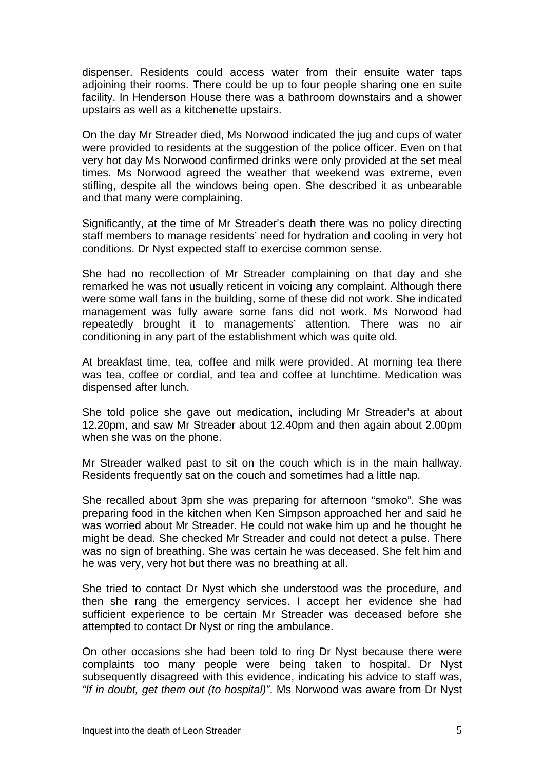dispenser. Residents could access water from their ensuite water taps adjoining their rooms. There could be up to four people sharing one en suite facility. In Henderson House there was a bathroom downstairs and a shower upstairs as well as a kitchenette upstairs.

On the day Mr Streader died, Ms Norwood indicated the jug and cups of water were provided to residents at the suggestion of the police officer. Even on that very hot day Ms Norwood confirmed drinks were only provided at the set meal times. Ms Norwood agreed the weather that weekend was extreme, even stifling, despite all the windows being open. She described it as unbearable and that many were complaining.

Significantly, at the time of Mr Streader's death there was no policy directing staff members to manage residents' need for hydration and cooling in very hot conditions. Dr Nyst expected staff to exercise common sense.

She had no recollection of Mr Streader complaining on that day and she remarked he was not usually reticent in voicing any complaint. Although there were some wall fans in the building, some of these did not work. She indicated management was fully aware some fans did not work. Ms Norwood had repeatedly brought it to managements' attention. There was no air conditioning in any part of the establishment which was quite old.

At breakfast time, tea, coffee and milk were provided. At morning tea there was tea, coffee or cordial, and tea and coffee at lunchtime. Medication was dispensed after lunch.

She told police she gave out medication, including Mr Streader's at about 12.20pm, and saw Mr Streader about 12.40pm and then again about 2.00pm when she was on the phone.

Mr Streader walked past to sit on the couch which is in the main hallway. Residents frequently sat on the couch and sometimes had a little nap.

She recalled about 3pm she was preparing for afternoon "smoko". She was preparing food in the kitchen when Ken Simpson approached her and said he was worried about Mr Streader. He could not wake him up and he thought he might be dead. She checked Mr Streader and could not detect a pulse. There was no sign of breathing. She was certain he was deceased. She felt him and he was very, very hot but there was no breathing at all.

She tried to contact Dr Nyst which she understood was the procedure, and then she rang the emergency services. I accept her evidence she had sufficient experience to be certain Mr Streader was deceased before she attempted to contact Dr Nyst or ring the ambulance.

On other occasions she had been told to ring Dr Nyst because there were complaints too many people were being taken to hospital. Dr Nyst subsequently disagreed with this evidence, indicating his advice to staff was, *"If in doubt, get them out (to hospital)"*. Ms Norwood was aware from Dr Nyst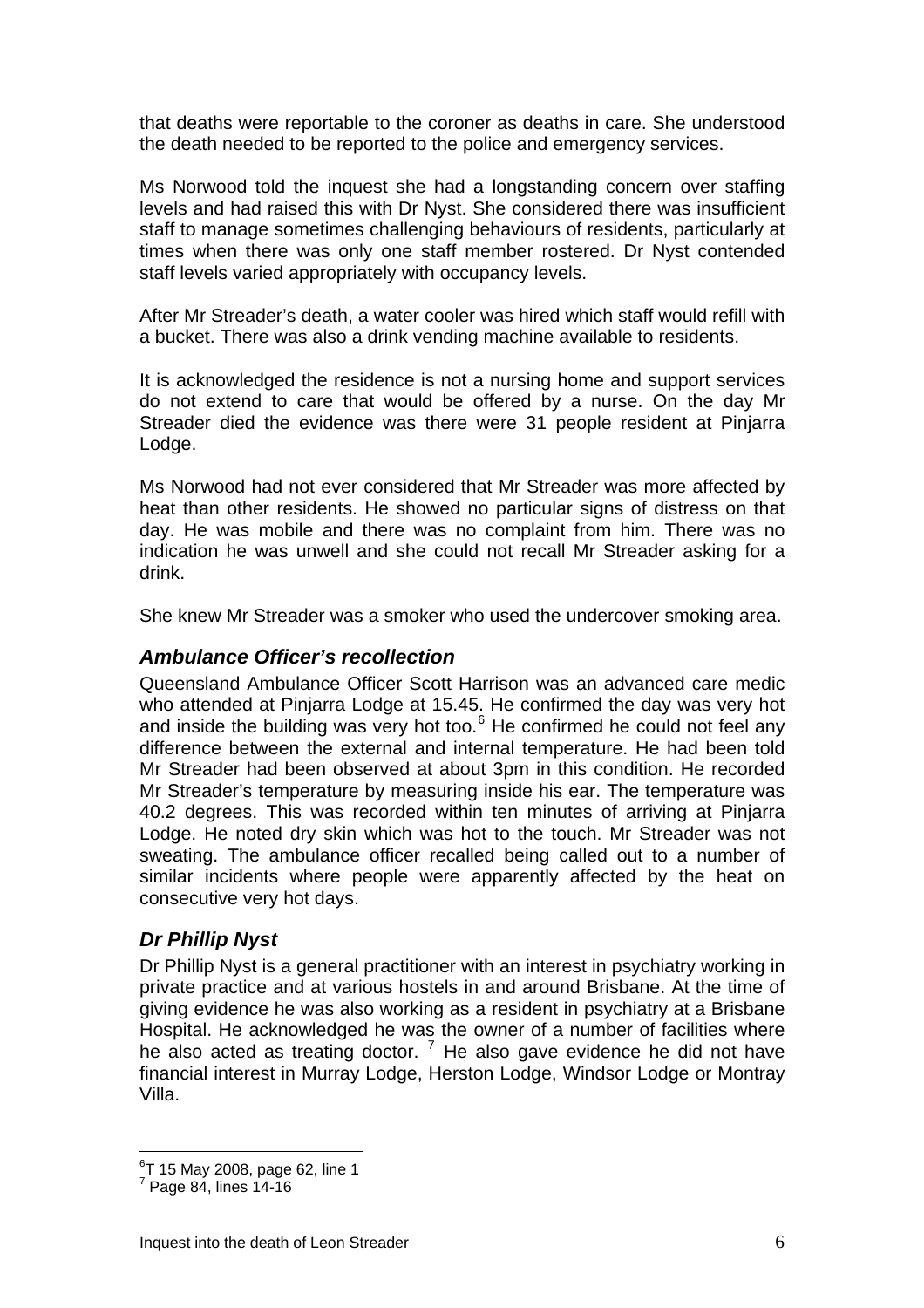that deaths were reportable to the coroner as deaths in care. She understood the death needed to be reported to the police and emergency services.

Ms Norwood told the inquest she had a longstanding concern over staffing levels and had raised this with Dr Nyst. She considered there was insufficient staff to manage sometimes challenging behaviours of residents, particularly at times when there was only one staff member rostered. Dr Nyst contended staff levels varied appropriately with occupancy levels.

After Mr Streader's death, a water cooler was hired which staff would refill with a bucket. There was also a drink vending machine available to residents.

It is acknowledged the residence is not a nursing home and support services do not extend to care that would be offered by a nurse. On the day Mr Streader died the evidence was there were 31 people resident at Pinjarra Lodge.

Ms Norwood had not ever considered that Mr Streader was more affected by heat than other residents. He showed no particular signs of distress on that day. He was mobile and there was no complaint from him. There was no indication he was unwell and she could not recall Mr Streader asking for a drink.

She knew Mr Streader was a smoker who used the undercover smoking area.

### *Ambulance Officer's recollection*

Queensland Ambulance Officer Scott Harrison was an advanced care medic who attended at Pinjarra Lodge at 15.45. He confirmed the day was very hot and inside the building was very hot too.[6] He confirmed he could not feel any difference between the external and internal temperature. He had been told Mr Streader had been observed at about 3pm in this condition. He recorded Mr Streader's temperature by measuring inside his ear. The temperature was 40.2 degrees. This was recorded within ten minutes of arriving at Pinjarra Lodge. He noted dry skin which was hot to the touch. Mr Streader was not sweating. The ambulance officer recalled being called out to a number of similar incidents where people were apparently affected by the heat on consecutive very hot days.

### *Dr Phillip Nyst*

Dr Phillip Nyst is a general practitioner with an interest in psychiatry working in private practice and at various hostels in and around Brisbane. At the time of giving evidence he was also working as a resident in psychiatry at a Brisbane Hospital. He acknowledged he was the owner of a number of facilities where he also acted as treating doctor.[7] He also gave evidence he did not have financial interest in Murray Lodge, Herston Lodge, Windsor Lodge or Montray Villa.

---

[6] T 15 May 2008, page 62, line 1

[7] Page 84, lines 14-16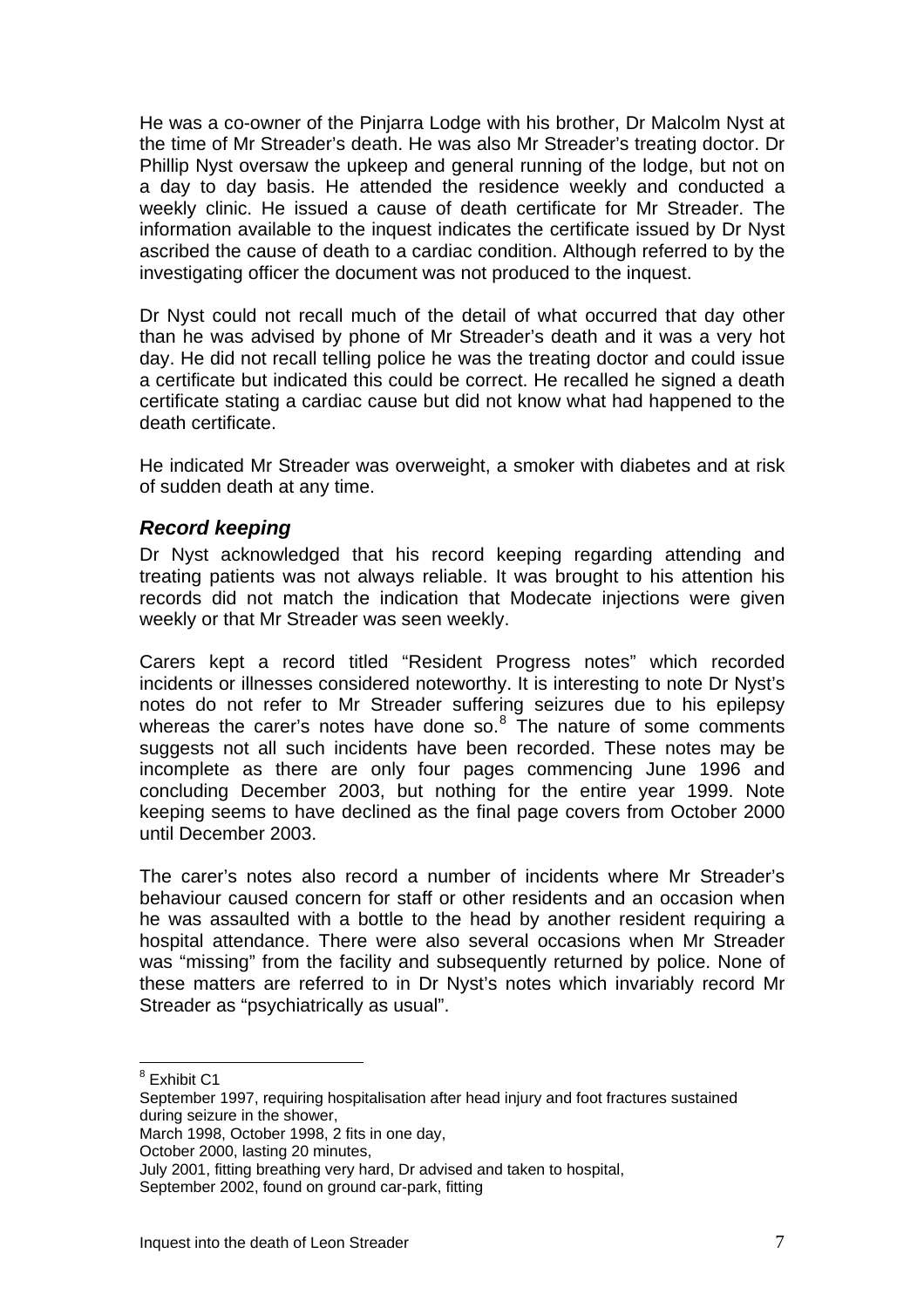He was a co-owner of the Pinjarra Lodge with his brother, Dr Malcolm Nyst at the time of Mr Streader's death. He was also Mr Streader's treating doctor. Dr Phillip Nyst oversaw the upkeep and general running of the lodge, but not on a day to day basis. He attended the residence weekly and conducted a weekly clinic. He issued a cause of death certificate for Mr Streader. The information available to the inquest indicates the certificate issued by Dr Nyst ascribed the cause of death to a cardiac condition. Although referred to by the investigating officer the document was not produced to the inquest.

Dr Nyst could not recall much of the detail of what occurred that day other than he was advised by phone of Mr Streader's death and it was a very hot day. He did not recall telling police he was the treating doctor and could issue a certificate but indicated this could be correct. He recalled he signed a death certificate stating a cardiac cause but did not know what had happened to the death certificate.

He indicated Mr Streader was overweight, a smoker with diabetes and at risk of sudden death at any time.

### *Record keeping*

Dr Nyst acknowledged that his record keeping regarding attending and treating patients was not always reliable. It was brought to his attention his records did not match the indication that Modecate injections were given weekly or that Mr Streader was seen weekly.

Carers kept a record titled "Resident Progress notes" which recorded incidents or illnesses considered noteworthy. It is interesting to note Dr Nyst's notes do not refer to Mr Streader suffering seizures due to his epilepsy whereas the carer's notes have done so.[8] The nature of some comments suggests not all such incidents have been recorded. These notes may be incomplete as there are only four pages commencing June 1996 and concluding December 2003, but nothing for the entire year 1999. Note keeping seems to have declined as the final page covers from October 2000 until December 2003.

The carer's notes also record a number of incidents where Mr Streader's behaviour caused concern for staff or other residents and an occasion when he was assaulted with a bottle to the head by another resident requiring a hospital attendance. There were also several occasions when Mr Streader was "missing" from the facility and subsequently returned by police. None of these matters are referred to in Dr Nyst's notes which invariably record Mr Streader as "psychiatrically as usual".

---

[8] Exhibit C1
September 1997, requiring hospitalisation after head injury and foot fractures sustained during seizure in the shower,
March 1998, October 1998, 2 fits in one day,
October 2000, lasting 20 minutes,
July 2001, fitting breathing very hard, Dr advised and taken to hospital,
September 2002, found on ground car-park, fitting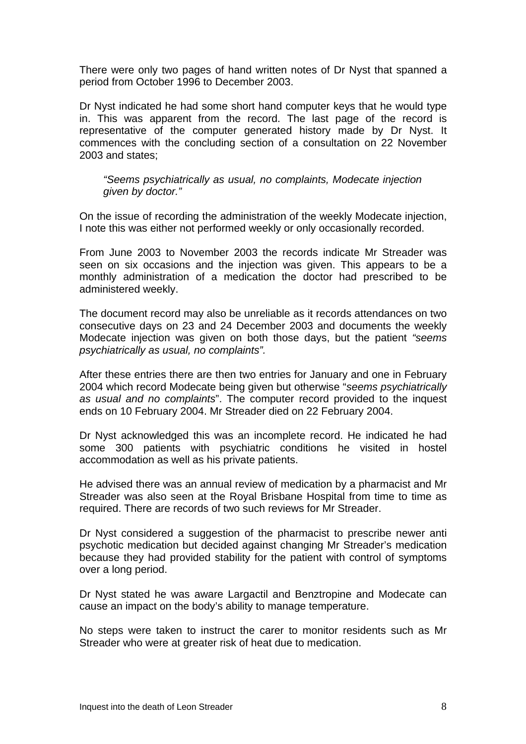There were only two pages of hand written notes of Dr Nyst that spanned a period from October 1996 to December 2003.

Dr Nyst indicated he had some short hand computer keys that he would type in. This was apparent from the record. The last page of the record is representative of the computer generated history made by Dr Nyst. It commences with the concluding section of a consultation on 22 November 2003 and states;

> *"Seems psychiatrically as usual, no complaints, Modecate injection given by doctor."*

On the issue of recording the administration of the weekly Modecate injection, I note this was either not performed weekly or only occasionally recorded.

From June 2003 to November 2003 the records indicate Mr Streader was seen on six occasions and the injection was given. This appears to be a monthly administration of a medication the doctor had prescribed to be administered weekly.

The document record may also be unreliable as it records attendances on two consecutive days on 23 and 24 December 2003 and documents the weekly Modecate injection was given on both those days, but the patient *"seems psychiatrically as usual, no complaints"*.

After these entries there are then two entries for January and one in February 2004 which record Modecate being given but otherwise "*seems psychiatrically as usual and no complaints*". The computer record provided to the inquest ends on 10 February 2004. Mr Streader died on 22 February 2004.

Dr Nyst acknowledged this was an incomplete record. He indicated he had some 300 patients with psychiatric conditions he visited in hostel accommodation as well as his private patients.

He advised there was an annual review of medication by a pharmacist and Mr Streader was also seen at the Royal Brisbane Hospital from time to time as required. There are records of two such reviews for Mr Streader.

Dr Nyst considered a suggestion of the pharmacist to prescribe newer anti psychotic medication but decided against changing Mr Streader's medication because they had provided stability for the patient with control of symptoms over a long period.

Dr Nyst stated he was aware Largactil and Benztropine and Modecate can cause an impact on the body's ability to manage temperature.

No steps were taken to instruct the carer to monitor residents such as Mr Streader who were at greater risk of heat due to medication.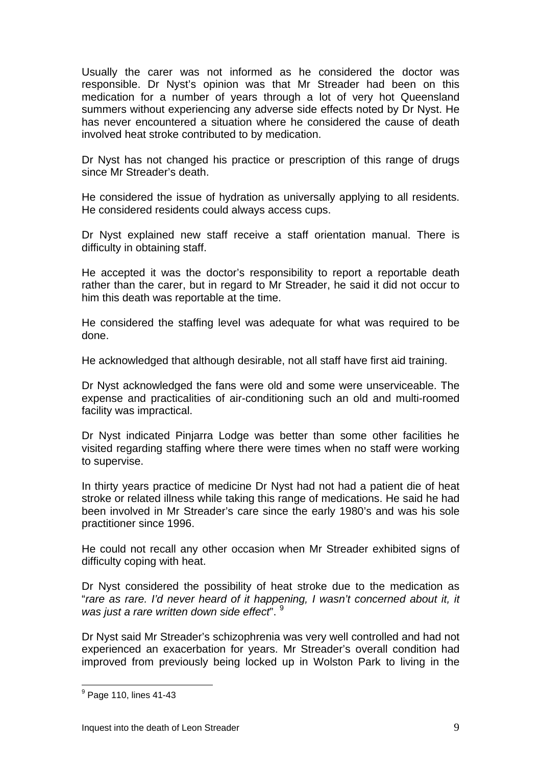Usually the carer was not informed as he considered the doctor was responsible. Dr Nyst's opinion was that Mr Streader had been on this medication for a number of years through a lot of very hot Queensland summers without experiencing any adverse side effects noted by Dr Nyst. He has never encountered a situation where he considered the cause of death involved heat stroke contributed to by medication.

Dr Nyst has not changed his practice or prescription of this range of drugs since Mr Streader's death.

He considered the issue of hydration as universally applying to all residents. He considered residents could always access cups.

Dr Nyst explained new staff receive a staff orientation manual. There is difficulty in obtaining staff.

He accepted it was the doctor's responsibility to report a reportable death rather than the carer, but in regard to Mr Streader, he said it did not occur to him this death was reportable at the time.

He considered the staffing level was adequate for what was required to be done.

He acknowledged that although desirable, not all staff have first aid training.

Dr Nyst acknowledged the fans were old and some were unserviceable. The expense and practicalities of air-conditioning such an old and multi-roomed facility was impractical.

Dr Nyst indicated Pinjarra Lodge was better than some other facilities he visited regarding staffing where there were times when no staff were working to supervise.

In thirty years practice of medicine Dr Nyst had not had a patient die of heat stroke or related illness while taking this range of medications. He said he had been involved in Mr Streader's care since the early 1980's and was his sole practitioner since 1996.

He could not recall any other occasion when Mr Streader exhibited signs of difficulty coping with heat.

Dr Nyst considered the possibility of heat stroke due to the medication as "*rare as rare. I'd never heard of it happening, I wasn't concerned about it, it was just a rare written down side effect*". [9]

Dr Nyst said Mr Streader's schizophrenia was very well controlled and had not experienced an exacerbation for years. Mr Streader's overall condition had improved from previously being locked up in Wolston Park to living in the

[9] Page 110, lines 41-43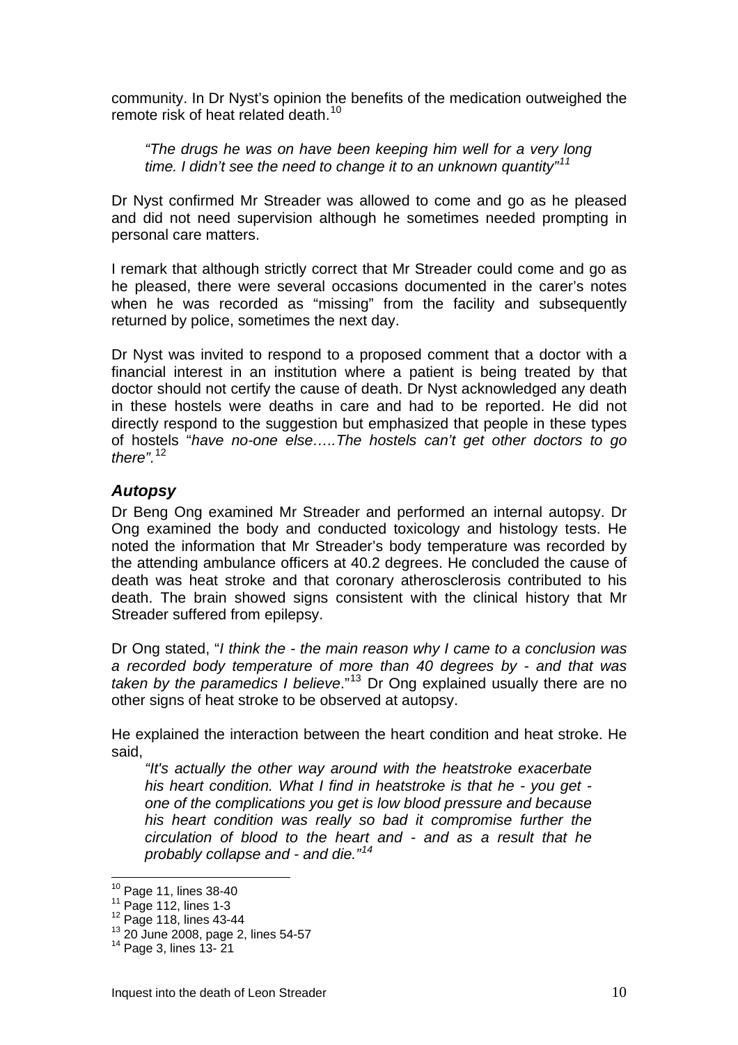community. In Dr Nyst's opinion the benefits of the medication outweighed the remote risk of heat related death.[10]

> *"The drugs he was on have been keeping him well for a very long time. I didn't see the need to change it to an unknown quantity"[11]*

Dr Nyst confirmed Mr Streader was allowed to come and go as he pleased and did not need supervision although he sometimes needed prompting in personal care matters.

I remark that although strictly correct that Mr Streader could come and go as he pleased, there were several occasions documented in the carer's notes when he was recorded as "missing" from the facility and subsequently returned by police, sometimes the next day.

Dr Nyst was invited to respond to a proposed comment that a doctor with a financial interest in an institution where a patient is being treated by that doctor should not certify the cause of death. Dr Nyst acknowledged any death in these hostels were deaths in care and had to be reported. He did not directly respond to the suggestion but emphasized that people in these types of hostels "*have no-one else…..The hostels can't get other doctors to go there".*[12]

## *Autopsy*

Dr Beng Ong examined Mr Streader and performed an internal autopsy. Dr Ong examined the body and conducted toxicology and histology tests. He noted the information that Mr Streader's body temperature was recorded by the attending ambulance officers at 40.2 degrees. He concluded the cause of death was heat stroke and that coronary atherosclerosis contributed to his death. The brain showed signs consistent with the clinical history that Mr Streader suffered from epilepsy.

Dr Ong stated, "*I think the - the main reason why I came to a conclusion was a recorded body temperature of more than 40 degrees by - and that was taken by the paramedics I believe*."[13] Dr Ong explained usually there are no other signs of heat stroke to be observed at autopsy.

He explained the interaction between the heart condition and heat stroke. He said,

> *"It's actually the other way around with the heatstroke exacerbate his heart condition. What I find in heatstroke is that he - you get - one of the complications you get is low blood pressure and because his heart condition was really so bad it compromise further the circulation of blood to the heart and - and as a result that he probably collapse and - and die."[14]*

---

[10] Page 11, lines 38-40
[11] Page 112, lines 1-3
[12] Page 118, lines 43-44
[13] 20 June 2008, page 2, lines 54-57
[14] Page 3, lines 13- 21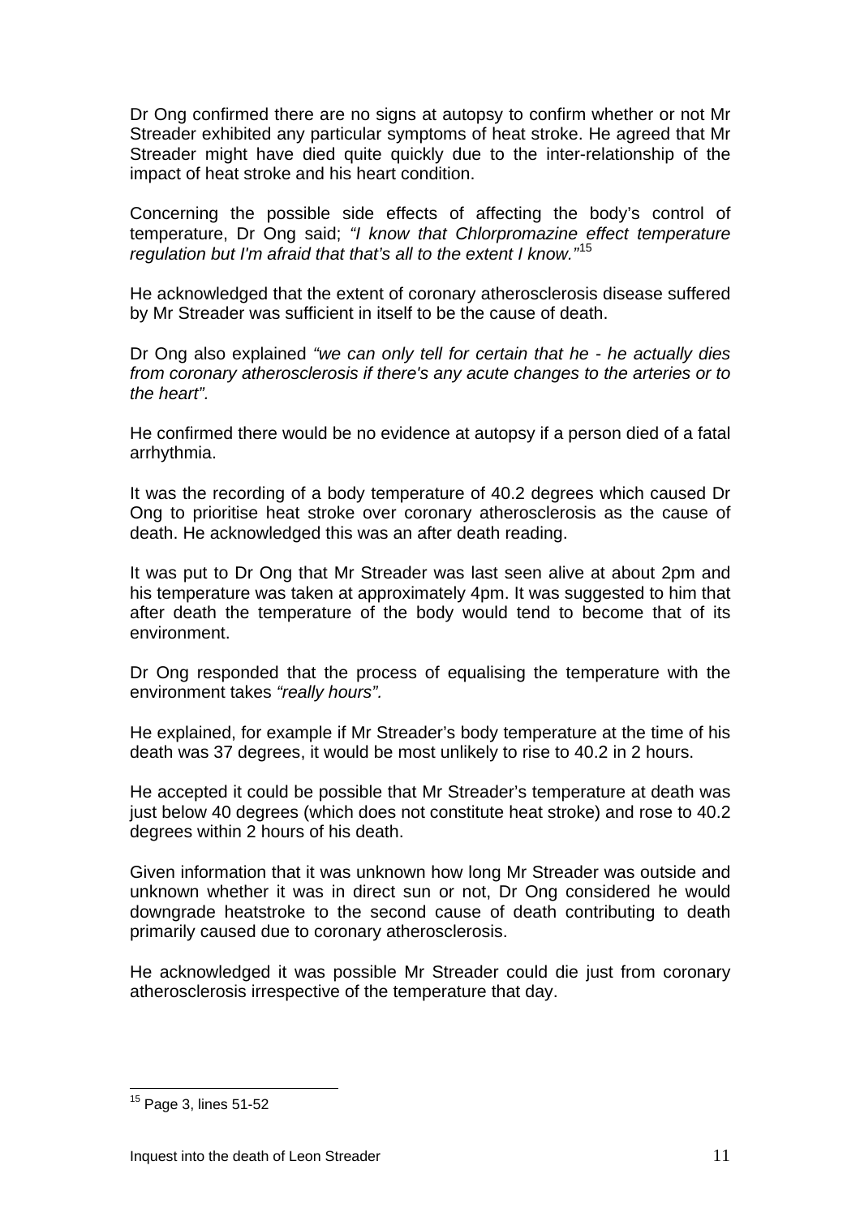Dr Ong confirmed there are no signs at autopsy to confirm whether or not Mr Streader exhibited any particular symptoms of heat stroke. He agreed that Mr Streader might have died quite quickly due to the inter-relationship of the impact of heat stroke and his heart condition.

Concerning the possible side effects of affecting the body's control of temperature, Dr Ong said; *"I know that Chlorpromazine effect temperature regulation but I'm afraid that that's all to the extent I know."*[15]

He acknowledged that the extent of coronary atherosclerosis disease suffered by Mr Streader was sufficient in itself to be the cause of death.

Dr Ong also explained *"we can only tell for certain that he - he actually dies from coronary atherosclerosis if there's any acute changes to the arteries or to the heart".*

He confirmed there would be no evidence at autopsy if a person died of a fatal arrhythmia.

It was the recording of a body temperature of 40.2 degrees which caused Dr Ong to prioritise heat stroke over coronary atherosclerosis as the cause of death. He acknowledged this was an after death reading.

It was put to Dr Ong that Mr Streader was last seen alive at about 2pm and his temperature was taken at approximately 4pm. It was suggested to him that after death the temperature of the body would tend to become that of its environment.

Dr Ong responded that the process of equalising the temperature with the environment takes *"really hours".*

He explained, for example if Mr Streader's body temperature at the time of his death was 37 degrees, it would be most unlikely to rise to 40.2 in 2 hours.

He accepted it could be possible that Mr Streader's temperature at death was just below 40 degrees (which does not constitute heat stroke) and rose to 40.2 degrees within 2 hours of his death.

Given information that it was unknown how long Mr Streader was outside and unknown whether it was in direct sun or not, Dr Ong considered he would downgrade heatstroke to the second cause of death contributing to death primarily caused due to coronary atherosclerosis.

He acknowledged it was possible Mr Streader could die just from coronary atherosclerosis irrespective of the temperature that day.

---

[15] Page 3, lines 51-52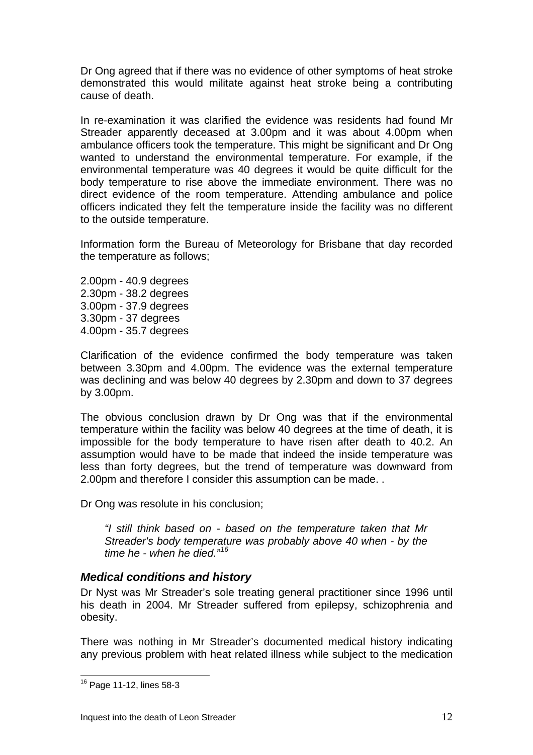Dr Ong agreed that if there was no evidence of other symptoms of heat stroke demonstrated this would militate against heat stroke being a contributing cause of death.

In re-examination it was clarified the evidence was residents had found Mr Streader apparently deceased at 3.00pm and it was about 4.00pm when ambulance officers took the temperature. This might be significant and Dr Ong wanted to understand the environmental temperature. For example, if the environmental temperature was 40 degrees it would be quite difficult for the body temperature to rise above the immediate environment. There was no direct evidence of the room temperature. Attending ambulance and police officers indicated they felt the temperature inside the facility was no different to the outside temperature.

Information form the Bureau of Meteorology for Brisbane that day recorded the temperature as follows;

2.00pm - 40.9 degrees
2.30pm - 38.2 degrees
3.00pm - 37.9 degrees
3.30pm - 37 degrees
4.00pm - 35.7 degrees

Clarification of the evidence confirmed the body temperature was taken between 3.30pm and 4.00pm. The evidence was the external temperature was declining and was below 40 degrees by 2.30pm and down to 37 degrees by 3.00pm.

The obvious conclusion drawn by Dr Ong was that if the environmental temperature within the facility was below 40 degrees at the time of death, it is impossible for the body temperature to have risen after death to 40.2. An assumption would have to be made that indeed the inside temperature was less than forty degrees, but the trend of temperature was downward from 2.00pm and therefore I consider this assumption can be made. .

Dr Ong was resolute in his conclusion;

> *"I still think based on - based on the temperature taken that Mr Streader's body temperature was probably above 40 when - by the time he - when he died."*[16]

### *Medical conditions and history*

Dr Nyst was Mr Streader's sole treating general practitioner since 1996 until his death in 2004. Mr Streader suffered from epilepsy, schizophrenia and obesity.

There was nothing in Mr Streader's documented medical history indicating any previous problem with heat related illness while subject to the medication

---

[16] Page 11-12, lines 58-3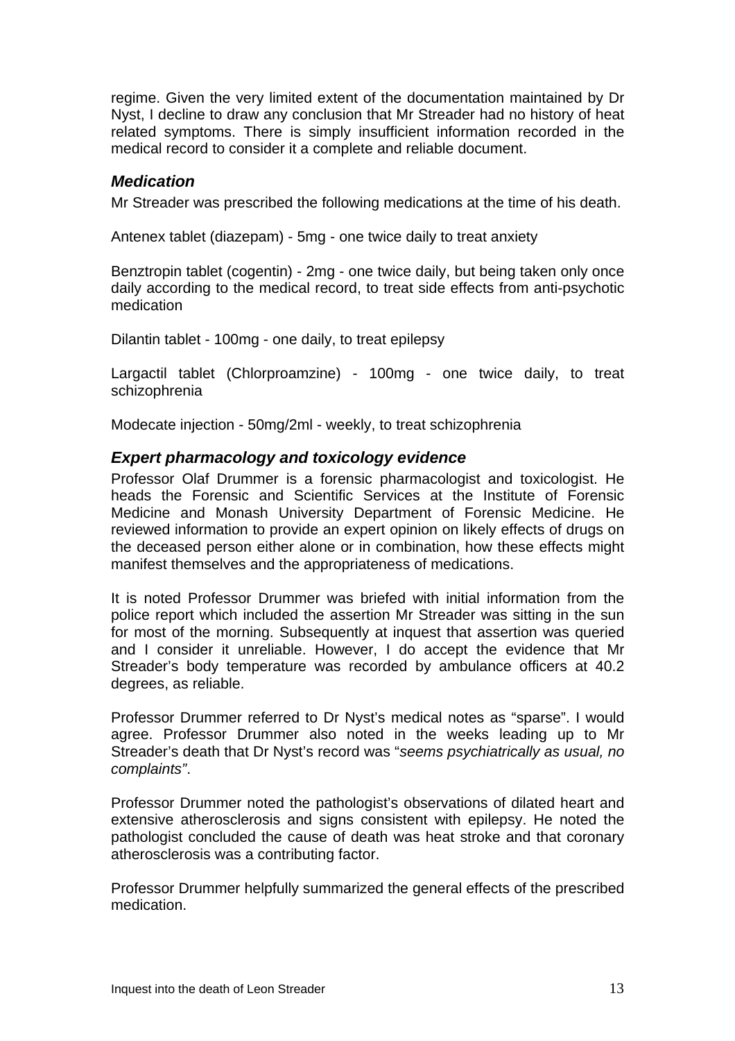regime. Given the very limited extent of the documentation maintained by Dr Nyst, I decline to draw any conclusion that Mr Streader had no history of heat related symptoms. There is simply insufficient information recorded in the medical record to consider it a complete and reliable document.

### *Medication*

Mr Streader was prescribed the following medications at the time of his death.

Antenex tablet (diazepam) - 5mg - one twice daily to treat anxiety

Benztropin tablet (cogentin) - 2mg - one twice daily, but being taken only once daily according to the medical record, to treat side effects from anti-psychotic medication

Dilantin tablet - 100mg - one daily, to treat epilepsy

Largactil tablet (Chlorproamzine) - 100mg - one twice daily, to treat schizophrenia

Modecate injection - 50mg/2ml - weekly, to treat schizophrenia

### *Expert pharmacology and toxicology evidence*

Professor Olaf Drummer is a forensic pharmacologist and toxicologist. He heads the Forensic and Scientific Services at the Institute of Forensic Medicine and Monash University Department of Forensic Medicine. He reviewed information to provide an expert opinion on likely effects of drugs on the deceased person either alone or in combination, how these effects might manifest themselves and the appropriateness of medications.

It is noted Professor Drummer was briefed with initial information from the police report which included the assertion Mr Streader was sitting in the sun for most of the morning. Subsequently at inquest that assertion was queried and I consider it unreliable. However, I do accept the evidence that Mr Streader's body temperature was recorded by ambulance officers at 40.2 degrees, as reliable.

Professor Drummer referred to Dr Nyst's medical notes as "sparse". I would agree. Professor Drummer also noted in the weeks leading up to Mr Streader's death that Dr Nyst's record was "*seems psychiatrically as usual, no complaints"*.

Professor Drummer noted the pathologist's observations of dilated heart and extensive atherosclerosis and signs consistent with epilepsy. He noted the pathologist concluded the cause of death was heat stroke and that coronary atherosclerosis was a contributing factor.

Professor Drummer helpfully summarized the general effects of the prescribed medication.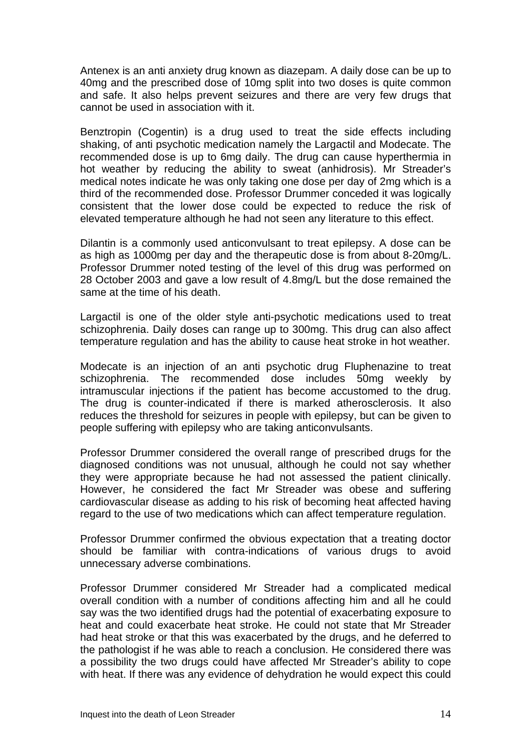Antenex is an anti anxiety drug known as diazepam. A daily dose can be up to 40mg and the prescribed dose of 10mg split into two doses is quite common and safe. It also helps prevent seizures and there are very few drugs that cannot be used in association with it.

Benztropin (Cogentin) is a drug used to treat the side effects including shaking, of anti psychotic medication namely the Largactil and Modecate. The recommended dose is up to 6mg daily. The drug can cause hyperthermia in hot weather by reducing the ability to sweat (anhidrosis). Mr Streader's medical notes indicate he was only taking one dose per day of 2mg which is a third of the recommended dose. Professor Drummer conceded it was logically consistent that the lower dose could be expected to reduce the risk of elevated temperature although he had not seen any literature to this effect.

Dilantin is a commonly used anticonvulsant to treat epilepsy. A dose can be as high as 1000mg per day and the therapeutic dose is from about 8-20mg/L. Professor Drummer noted testing of the level of this drug was performed on 28 October 2003 and gave a low result of 4.8mg/L but the dose remained the same at the time of his death.

Largactil is one of the older style anti-psychotic medications used to treat schizophrenia. Daily doses can range up to 300mg. This drug can also affect temperature regulation and has the ability to cause heat stroke in hot weather.

Modecate is an injection of an anti psychotic drug Fluphenazine to treat schizophrenia. The recommended dose includes 50mg weekly by intramuscular injections if the patient has become accustomed to the drug. The drug is counter-indicated if there is marked atherosclerosis. It also reduces the threshold for seizures in people with epilepsy, but can be given to people suffering with epilepsy who are taking anticonvulsants.

Professor Drummer considered the overall range of prescribed drugs for the diagnosed conditions was not unusual, although he could not say whether they were appropriate because he had not assessed the patient clinically. However, he considered the fact Mr Streader was obese and suffering cardiovascular disease as adding to his risk of becoming heat affected having regard to the use of two medications which can affect temperature regulation.

Professor Drummer confirmed the obvious expectation that a treating doctor should be familiar with contra-indications of various drugs to avoid unnecessary adverse combinations.

Professor Drummer considered Mr Streader had a complicated medical overall condition with a number of conditions affecting him and all he could say was the two identified drugs had the potential of exacerbating exposure to heat and could exacerbate heat stroke. He could not state that Mr Streader had heat stroke or that this was exacerbated by the drugs, and he deferred to the pathologist if he was able to reach a conclusion. He considered there was a possibility the two drugs could have affected Mr Streader's ability to cope with heat. If there was any evidence of dehydration he would expect this could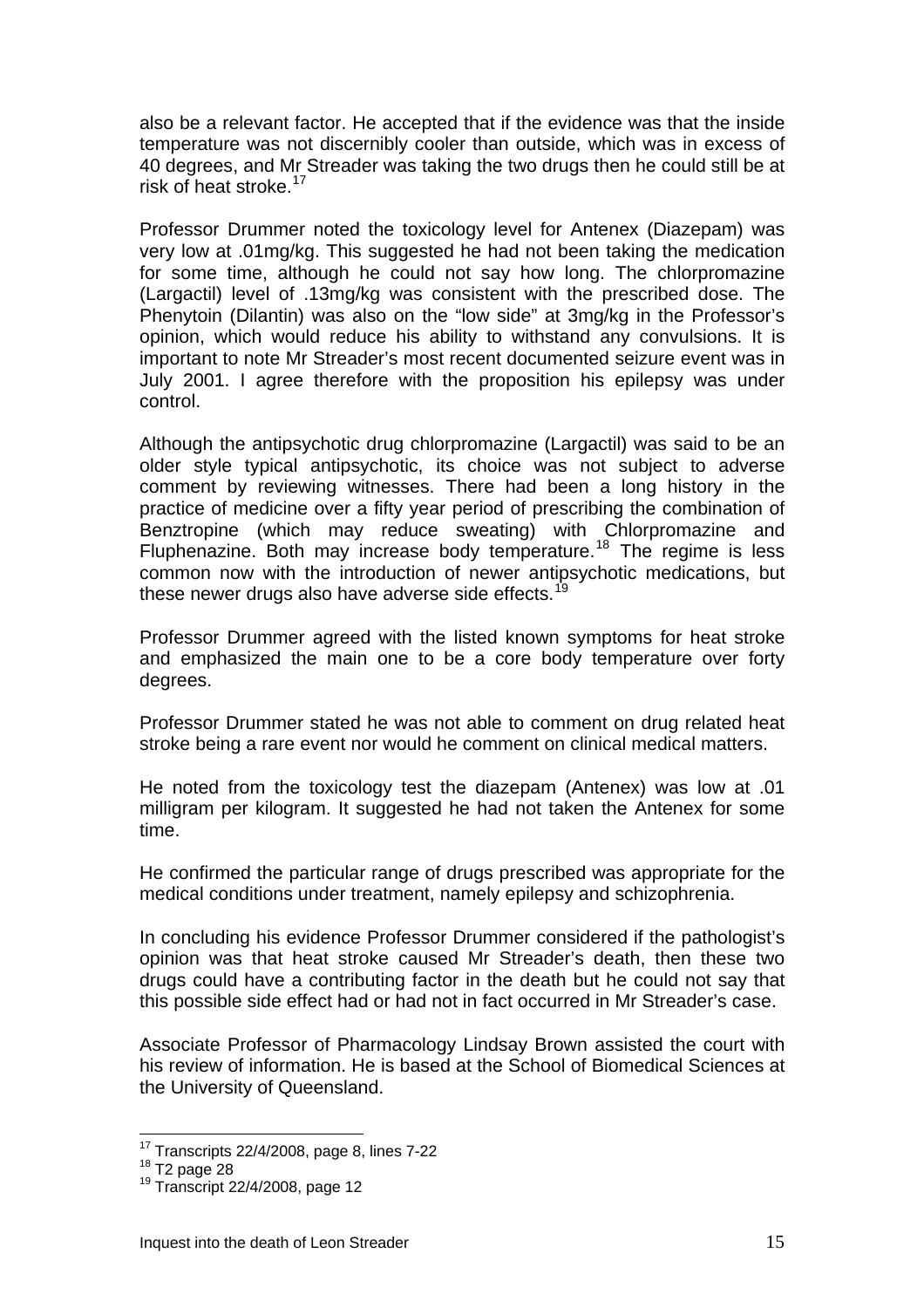also be a relevant factor. He accepted that if the evidence was that the inside temperature was not discernibly cooler than outside, which was in excess of 40 degrees, and Mr Streader was taking the two drugs then he could still be at risk of heat stroke.[17]

Professor Drummer noted the toxicology level for Antenex (Diazepam) was very low at .01mg/kg. This suggested he had not been taking the medication for some time, although he could not say how long. The chlorpromazine (Largactil) level of .13mg/kg was consistent with the prescribed dose. The Phenytoin (Dilantin) was also on the "low side" at 3mg/kg in the Professor's opinion, which would reduce his ability to withstand any convulsions. It is important to note Mr Streader's most recent documented seizure event was in July 2001. I agree therefore with the proposition his epilepsy was under control.

Although the antipsychotic drug chlorpromazine (Largactil) was said to be an older style typical antipsychotic, its choice was not subject to adverse comment by reviewing witnesses. There had been a long history in the practice of medicine over a fifty year period of prescribing the combination of Benztropine (which may reduce sweating) with Chlorpromazine and Fluphenazine. Both may increase body temperature.[18] The regime is less common now with the introduction of newer antipsychotic medications, but these newer drugs also have adverse side effects.[19]

Professor Drummer agreed with the listed known symptoms for heat stroke and emphasized the main one to be a core body temperature over forty degrees.

Professor Drummer stated he was not able to comment on drug related heat stroke being a rare event nor would he comment on clinical medical matters.

He noted from the toxicology test the diazepam (Antenex) was low at .01 milligram per kilogram. It suggested he had not taken the Antenex for some time.

He confirmed the particular range of drugs prescribed was appropriate for the medical conditions under treatment, namely epilepsy and schizophrenia.

In concluding his evidence Professor Drummer considered if the pathologist's opinion was that heat stroke caused Mr Streader's death, then these two drugs could have a contributing factor in the death but he could not say that this possible side effect had or had not in fact occurred in Mr Streader's case.

Associate Professor of Pharmacology Lindsay Brown assisted the court with his review of information. He is based at the School of Biomedical Sciences at the University of Queensland.

---

[17] Transcripts 22/4/2008, page 8, lines 7-22

[18] T2 page 28

[19] Transcript 22/4/2008, page 12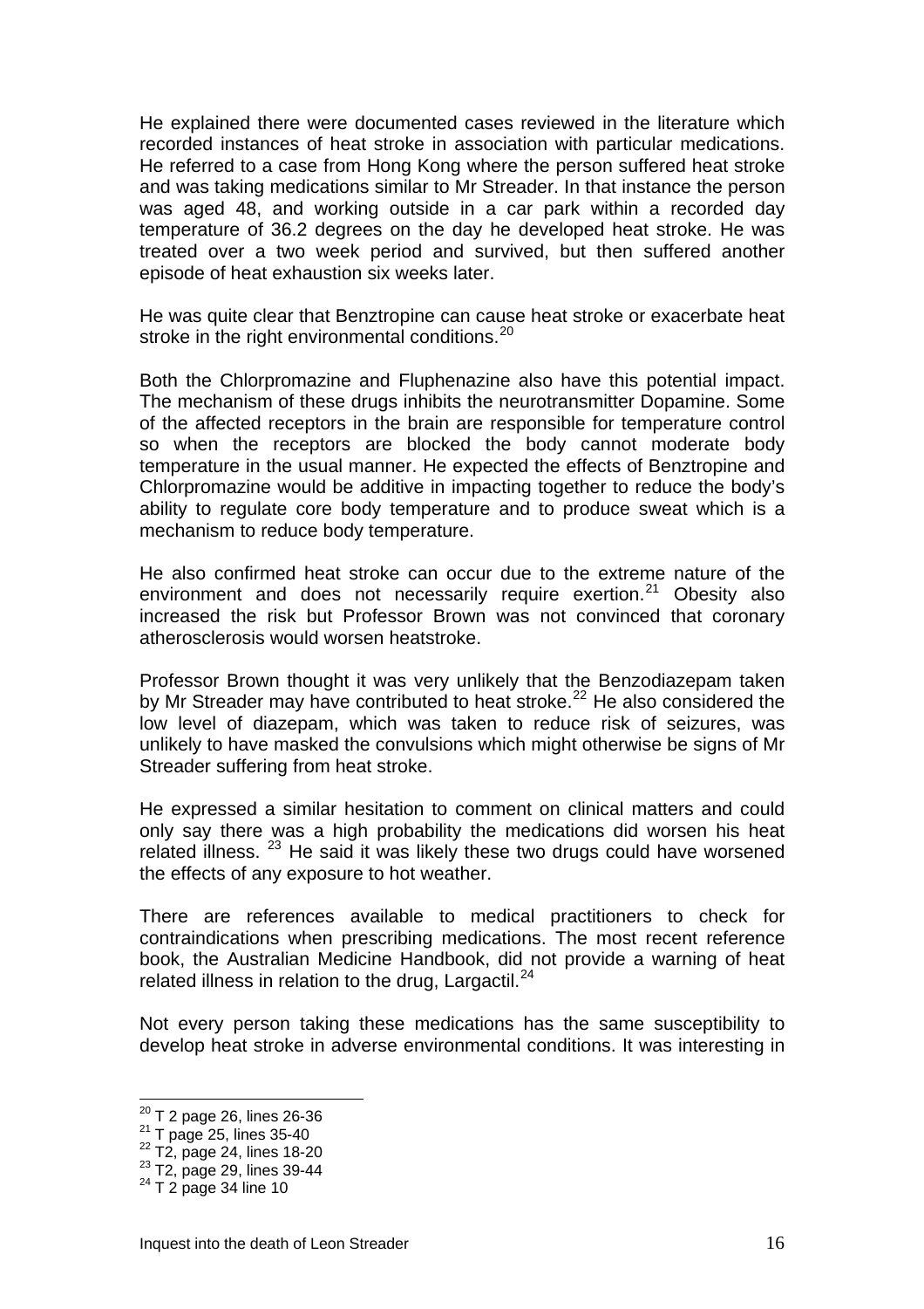He explained there were documented cases reviewed in the literature which recorded instances of heat stroke in association with particular medications. He referred to a case from Hong Kong where the person suffered heat stroke and was taking medications similar to Mr Streader. In that instance the person was aged 48, and working outside in a car park within a recorded day temperature of 36.2 degrees on the day he developed heat stroke. He was treated over a two week period and survived, but then suffered another episode of heat exhaustion six weeks later.

He was quite clear that Benztropine can cause heat stroke or exacerbate heat stroke in the right environmental conditions.[20]

Both the Chlorpromazine and Fluphenazine also have this potential impact. The mechanism of these drugs inhibits the neurotransmitter Dopamine. Some of the affected receptors in the brain are responsible for temperature control so when the receptors are blocked the body cannot moderate body temperature in the usual manner. He expected the effects of Benztropine and Chlorpromazine would be additive in impacting together to reduce the body's ability to regulate core body temperature and to produce sweat which is a mechanism to reduce body temperature.

He also confirmed heat stroke can occur due to the extreme nature of the environment and does not necessarily require exertion.[21] Obesity also increased the risk but Professor Brown was not convinced that coronary atherosclerosis would worsen heatstroke.

Professor Brown thought it was very unlikely that the Benzodiazepam taken by Mr Streader may have contributed to heat stroke.[22] He also considered the low level of diazepam, which was taken to reduce risk of seizures, was unlikely to have masked the convulsions which might otherwise be signs of Mr Streader suffering from heat stroke.

He expressed a similar hesitation to comment on clinical matters and could only say there was a high probability the medications did worsen his heat related illness. [23] He said it was likely these two drugs could have worsened the effects of any exposure to hot weather.

There are references available to medical practitioners to check for contraindications when prescribing medications. The most recent reference book, the Australian Medicine Handbook, did not provide a warning of heat related illness in relation to the drug, Largactil.[24]

Not every person taking these medications has the same susceptibility to develop heat stroke in adverse environmental conditions. It was interesting in

[20] T 2 page 26, lines 26-36
[21] T page 25, lines 35-40
[22] T2, page 24, lines 18-20
[23] T2, page 29, lines 39-44
[24] T 2 page 34 line 10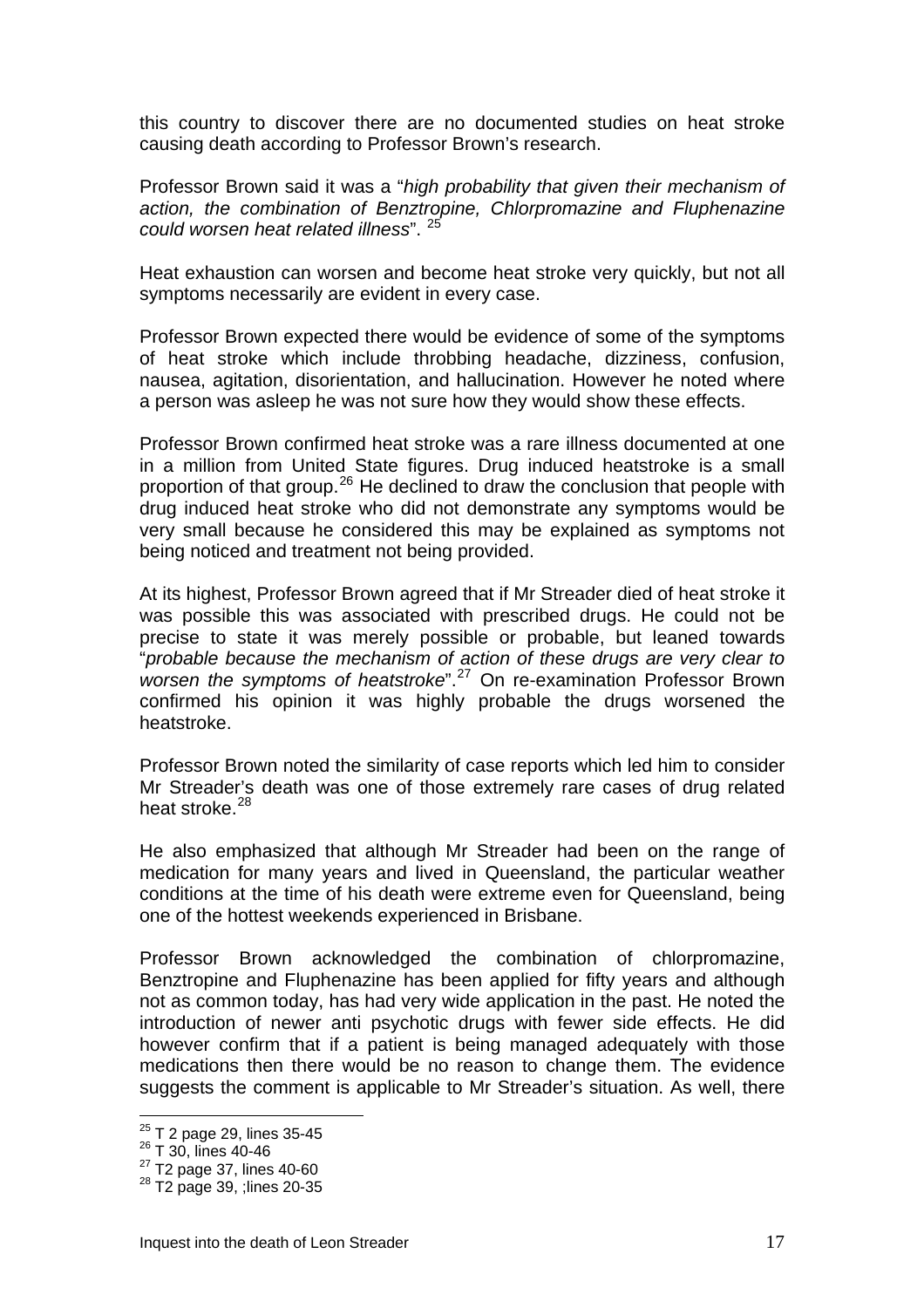this country to discover there are no documented studies on heat stroke causing death according to Professor Brown's research.

Professor Brown said it was a "*high probability that given their mechanism of action, the combination of Benztropine, Chlorpromazine and Fluphenazine could worsen heat related illness*". [25]

Heat exhaustion can worsen and become heat stroke very quickly, but not all symptoms necessarily are evident in every case.

Professor Brown expected there would be evidence of some of the symptoms of heat stroke which include throbbing headache, dizziness, confusion, nausea, agitation, disorientation, and hallucination. However he noted where a person was asleep he was not sure how they would show these effects.

Professor Brown confirmed heat stroke was a rare illness documented at one in a million from United State figures. Drug induced heatstroke is a small proportion of that group.[26] He declined to draw the conclusion that people with drug induced heat stroke who did not demonstrate any symptoms would be very small because he considered this may be explained as symptoms not being noticed and treatment not being provided.

At its highest, Professor Brown agreed that if Mr Streader died of heat stroke it was possible this was associated with prescribed drugs. He could not be precise to state it was merely possible or probable, but leaned towards "*probable because the mechanism of action of these drugs are very clear to worsen the symptoms of heatstroke*".[27] On re-examination Professor Brown confirmed his opinion it was highly probable the drugs worsened the heatstroke.

Professor Brown noted the similarity of case reports which led him to consider Mr Streader's death was one of those extremely rare cases of drug related heat stroke.[28]

He also emphasized that although Mr Streader had been on the range of medication for many years and lived in Queensland, the particular weather conditions at the time of his death were extreme even for Queensland, being one of the hottest weekends experienced in Brisbane.

Professor Brown acknowledged the combination of chlorpromazine, Benztropine and Fluphenazine has been applied for fifty years and although not as common today, has had very wide application in the past. He noted the introduction of newer anti psychotic drugs with fewer side effects. He did however confirm that if a patient is being managed adequately with those medications then there would be no reason to change them. The evidence suggests the comment is applicable to Mr Streader's situation. As well, there

---

[25] T 2 page 29, lines 35-45
[26] T 30, lines 40-46
[27] T2 page 37, lines 40-60
[28] T2 page 39, ;lines 20-35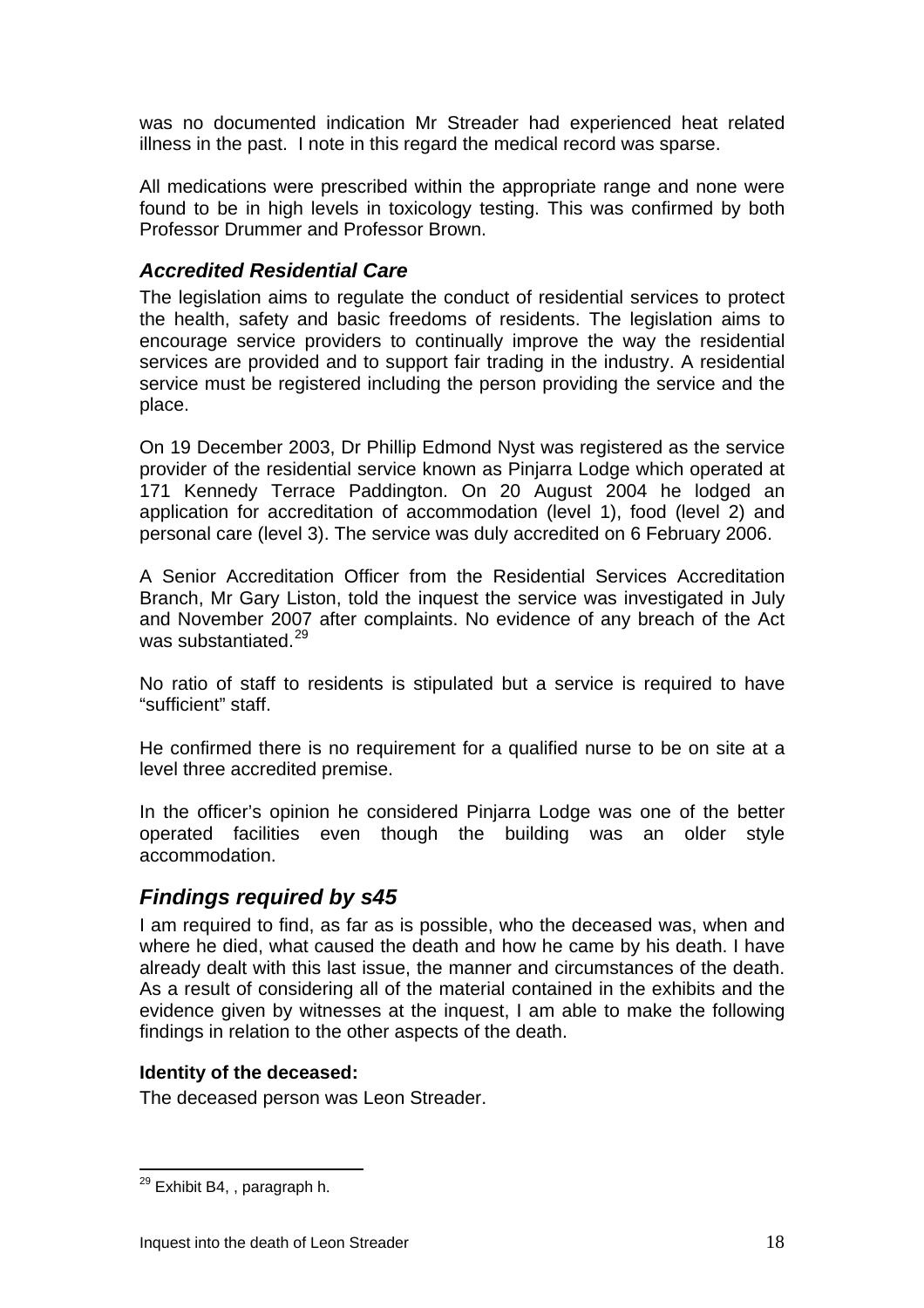was no documented indication Mr Streader had experienced heat related illness in the past. I note in this regard the medical record was sparse.

All medications were prescribed within the appropriate range and none were found to be in high levels in toxicology testing. This was confirmed by both Professor Drummer and Professor Brown.

### *Accredited Residential Care*

The legislation aims to regulate the conduct of residential services to protect the health, safety and basic freedoms of residents. The legislation aims to encourage service providers to continually improve the way the residential services are provided and to support fair trading in the industry. A residential service must be registered including the person providing the service and the place.

On 19 December 2003, Dr Phillip Edmond Nyst was registered as the service provider of the residential service known as Pinjarra Lodge which operated at 171 Kennedy Terrace Paddington. On 20 August 2004 he lodged an application for accreditation of accommodation (level 1), food (level 2) and personal care (level 3). The service was duly accredited on 6 February 2006.

A Senior Accreditation Officer from the Residential Services Accreditation Branch, Mr Gary Liston, told the inquest the service was investigated in July and November 2007 after complaints. No evidence of any breach of the Act was substantiated.[29]

No ratio of staff to residents is stipulated but a service is required to have "sufficient" staff.

He confirmed there is no requirement for a qualified nurse to be on site at a level three accredited premise.

In the officer's opinion he considered Pinjarra Lodge was one of the better operated facilities even though the building was an older style accommodation.

## *Findings required by s45*

I am required to find, as far as is possible, who the deceased was, when and where he died, what caused the death and how he came by his death. I have already dealt with this last issue, the manner and circumstances of the death. As a result of considering all of the material contained in the exhibits and the evidence given by witnesses at the inquest, I am able to make the following findings in relation to the other aspects of the death.

**Identity of the deceased:**

The deceased person was Leon Streader.

---

[29] Exhibit B4, , paragraph h.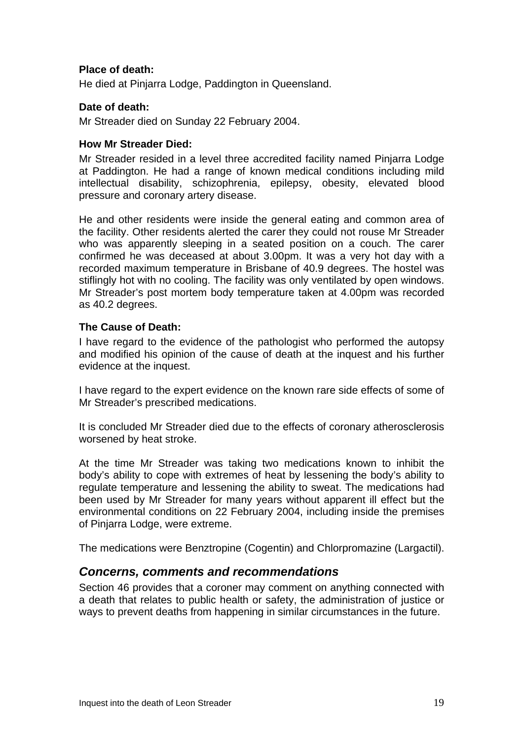**Place of death:**

He died at Pinjarra Lodge, Paddington in Queensland.

**Date of death:**

Mr Streader died on Sunday 22 February 2004.

**How Mr Streader Died:**

Mr Streader resided in a level three accredited facility named Pinjarra Lodge at Paddington. He had a range of known medical conditions including mild intellectual disability, schizophrenia, epilepsy, obesity, elevated blood pressure and coronary artery disease.

He and other residents were inside the general eating and common area of the facility. Other residents alerted the carer they could not rouse Mr Streader who was apparently sleeping in a seated position on a couch. The carer confirmed he was deceased at about 3.00pm. It was a very hot day with a recorded maximum temperature in Brisbane of 40.9 degrees. The hostel was stiflingly hot with no cooling. The facility was only ventilated by open windows. Mr Streader's post mortem body temperature taken at 4.00pm was recorded as 40.2 degrees.

**The Cause of Death:**

I have regard to the evidence of the pathologist who performed the autopsy and modified his opinion of the cause of death at the inquest and his further evidence at the inquest.

I have regard to the expert evidence on the known rare side effects of some of Mr Streader's prescribed medications.

It is concluded Mr Streader died due to the effects of coronary atherosclerosis worsened by heat stroke.

At the time Mr Streader was taking two medications known to inhibit the body's ability to cope with extremes of heat by lessening the body's ability to regulate temperature and lessening the ability to sweat. The medications had been used by Mr Streader for many years without apparent ill effect but the environmental conditions on 22 February 2004, including inside the premises of Pinjarra Lodge, were extreme.

The medications were Benztropine (Cogentin) and Chlorpromazine (Largactil).

## *Concerns, comments and recommendations*

Section 46 provides that a coroner may comment on anything connected with a death that relates to public health or safety, the administration of justice or ways to prevent deaths from happening in similar circumstances in the future.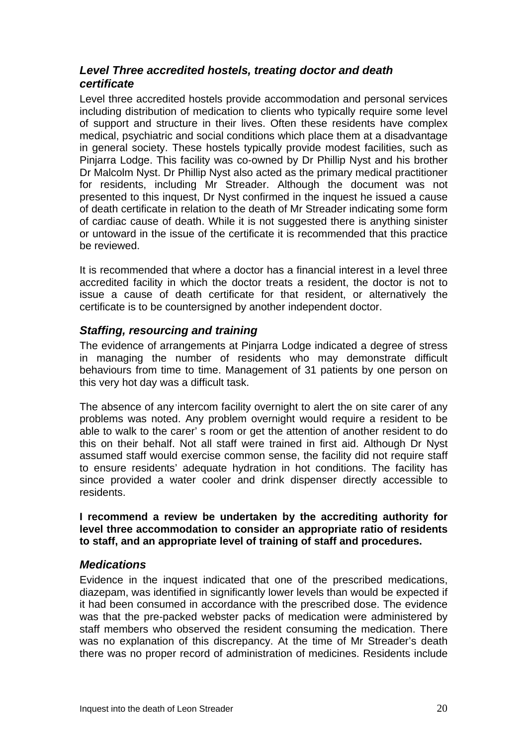### *Level Three accredited hostels, treating doctor and death certificate*

Level three accredited hostels provide accommodation and personal services including distribution of medication to clients who typically require some level of support and structure in their lives. Often these residents have complex medical, psychiatric and social conditions which place them at a disadvantage in general society. These hostels typically provide modest facilities, such as Pinjarra Lodge. This facility was co-owned by Dr Phillip Nyst and his brother Dr Malcolm Nyst. Dr Phillip Nyst also acted as the primary medical practitioner for residents, including Mr Streader. Although the document was not presented to this inquest, Dr Nyst confirmed in the inquest he issued a cause of death certificate in relation to the death of Mr Streader indicating some form of cardiac cause of death. While it is not suggested there is anything sinister or untoward in the issue of the certificate it is recommended that this practice be reviewed.

It is recommended that where a doctor has a financial interest in a level three accredited facility in which the doctor treats a resident, the doctor is not to issue a cause of death certificate for that resident, or alternatively the certificate is to be countersigned by another independent doctor.

### *Staffing, resourcing and training*

The evidence of arrangements at Pinjarra Lodge indicated a degree of stress in managing the number of residents who may demonstrate difficult behaviours from time to time. Management of 31 patients by one person on this very hot day was a difficult task.

The absence of any intercom facility overnight to alert the on site carer of any problems was noted. Any problem overnight would require a resident to be able to walk to the carer' s room or get the attention of another resident to do this on their behalf. Not all staff were trained in first aid. Although Dr Nyst assumed staff would exercise common sense, the facility did not require staff to ensure residents' adequate hydration in hot conditions. The facility has since provided a water cooler and drink dispenser directly accessible to residents.

**I recommend a review be undertaken by the accrediting authority for level three accommodation to consider an appropriate ratio of residents to staff, and an appropriate level of training of staff and procedures.**

### *Medications*

Evidence in the inquest indicated that one of the prescribed medications, diazepam, was identified in significantly lower levels than would be expected if it had been consumed in accordance with the prescribed dose. The evidence was that the pre-packed webster packs of medication were administered by staff members who observed the resident consuming the medication. There was no explanation of this discrepancy. At the time of Mr Streader's death there was no proper record of administration of medicines. Residents include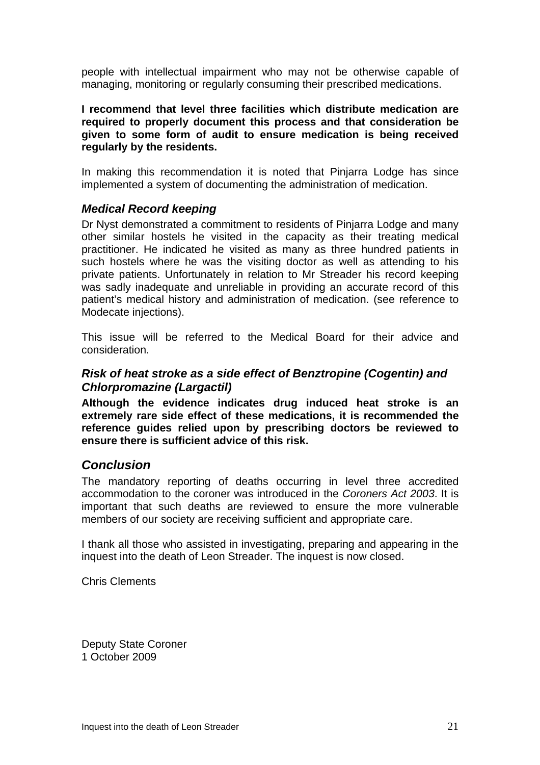people with intellectual impairment who may not be otherwise capable of managing, monitoring or regularly consuming their prescribed medications.

**I recommend that level three facilities which distribute medication are required to properly document this process and that consideration be given to some form of audit to ensure medication is being received regularly by the residents.**

In making this recommendation it is noted that Pinjarra Lodge has since implemented a system of documenting the administration of medication.

### *Medical Record keeping*

Dr Nyst demonstrated a commitment to residents of Pinjarra Lodge and many other similar hostels he visited in the capacity as their treating medical practitioner. He indicated he visited as many as three hundred patients in such hostels where he was the visiting doctor as well as attending to his private patients. Unfortunately in relation to Mr Streader his record keeping was sadly inadequate and unreliable in providing an accurate record of this patient's medical history and administration of medication. (see reference to Modecate injections).

This issue will be referred to the Medical Board for their advice and consideration.

### *Risk of heat stroke as a side effect of Benztropine (Cogentin) and Chlorpromazine (Largactil)*

**Although the evidence indicates drug induced heat stroke is an extremely rare side effect of these medications, it is recommended the reference guides relied upon by prescribing doctors be reviewed to ensure there is sufficient advice of this risk.**

## *Conclusion*

The mandatory reporting of deaths occurring in level three accredited accommodation to the coroner was introduced in the *Coroners Act 2003*. It is important that such deaths are reviewed to ensure the more vulnerable members of our society are receiving sufficient and appropriate care.

I thank all those who assisted in investigating, preparing and appearing in the inquest into the death of Leon Streader. The inquest is now closed.

Chris Clements

Deputy State Coroner
1 October 2009